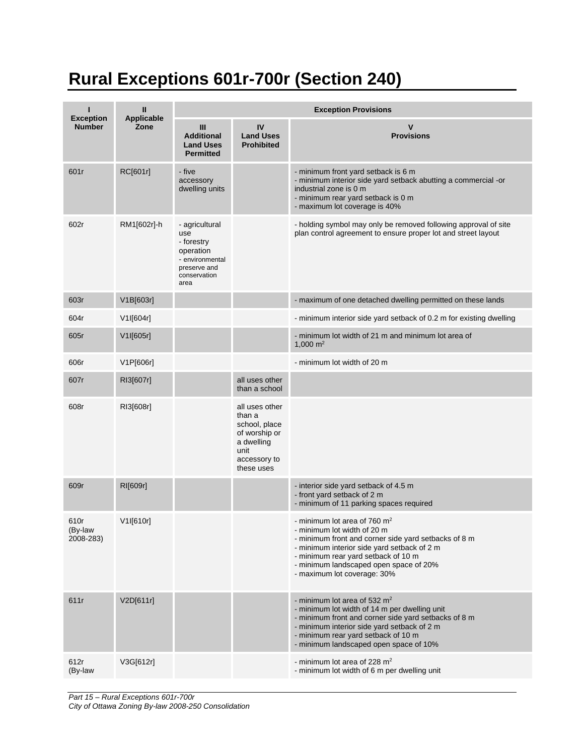# Rural Exceptions 601r-700r (Section 240)

| I<br>Exception Number | II<br>Applicable Zone | Exception Provisions | | |
|---|---|---|---|---|
| | | III<br>Additional Land Uses Permitted | IV<br>Land Uses Prohibited | V<br>Provisions |
| 601r | RC[601r] | - five accessory dwelling units | | - minimum front yard setback is 6 m<br>- minimum interior side yard setback abutting a commercial -or industrial zone is 0 m<br>- minimum rear yard setback is 0 m<br>- maximum lot coverage is 40% |
| 602r | RM1[602r]-h | - agricultural use<br>- forestry operation<br>- environmental preserve and conservation area | | - holding symbol may only be removed following approval of site plan control agreement to ensure proper lot and street layout |
| 603r | V1B[603r] | | | - maximum of one detached dwelling permitted on these lands |
| 604r | V1I[604r] | | | - minimum interior side yard setback of 0.2 m for existing dwelling |
| 605r | V1I[605r] | | | - minimum lot width of 21 m and minimum lot area of 1,000 $m^2$ |
| 606r | V1P[606r] | | | - minimum lot width of 20 m |
| 607r | RI3[607r] | | all uses other than a school | |
| 608r | RI3[608r] | | all uses other than a school, place of worship or a dwelling unit accessory to these uses | |
| 609r | RI[609r] | | | - interior side yard setback of 4.5 m<br>- front yard setback of 2 m<br>- minimum of 11 parking spaces required |
| 610r (By-law 2008-283) | V1I[610r] | | | - minimum lot area of 760 $m^2$<br>- minimum lot width of 20 m<br>- minimum front and corner side yard setbacks of 8 m<br>- minimum interior side yard setback of 2 m<br>- minimum rear yard setback of 10 m<br>- minimum landscaped open space of 20%<br>- maximum lot coverage: 30% |
| 611r | V2D[611r] | | | - minimum lot area of 532 $m^2$<br>- minimum lot width of 14 m per dwelling unit<br>- minimum front and corner side yard setbacks of 8 m<br>- minimum interior side yard setback of 2 m<br>- minimum rear yard setback of 10 m<br>- minimum landscaped open space of 10% |
| 612r (By-law | V3G[612r] | | | - minimum lot area of 228 $m^2$<br>- minimum lot width of 6 m per dwelling unit |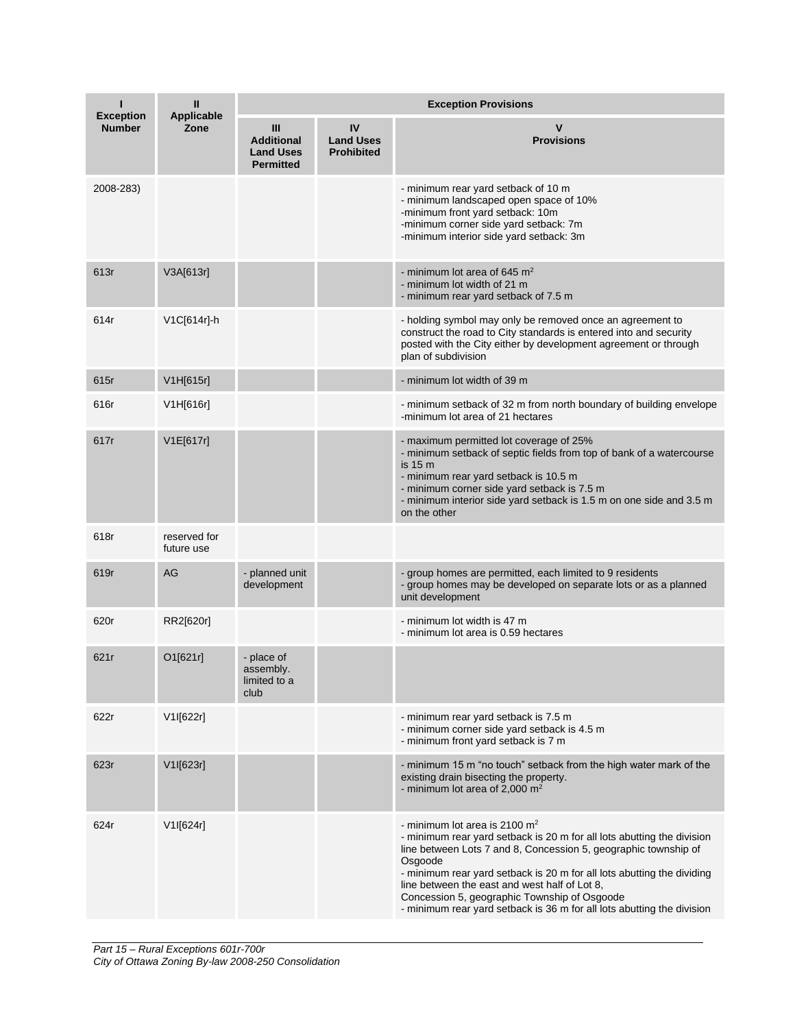| I<br>Exception Number | II<br>Applicable Zone | Exception Provisions | | |
|---|---|---|---|---|
| | | III<br>Additional Land Uses Permitted | IV<br>Land Uses Prohibited | V<br>Provisions |
| 2008-283) | | | | - minimum rear yard setback of 10 m<br>- minimum landscaped open space of 10%<br>-minimum front yard setback: 10m<br>-minimum corner side yard setback: 7m<br>-minimum interior side yard setback: 3m |
| 613r | V3A[613r] | | | - minimum lot area of 645 m$^2$<br>- minimum lot width of 21 m<br>- minimum rear yard setback of 7.5 m |
| 614r | V1C[614r]-h | | | - holding symbol may only be removed once an agreement to construct the road to City standards is entered into and security posted with the City either by development agreement or through plan of subdivision |
| 615r | V1H[615r] | | | - minimum lot width of 39 m |
| 616r | V1H[616r] | | | - minimum setback of 32 m from north boundary of building envelope<br>-minimum lot area of 21 hectares |
| 617r | V1E[617r] | | | - maximum permitted lot coverage of 25%<br>- minimum setback of septic fields from top of bank of a watercourse is 15 m<br>- minimum rear yard setback is 10.5 m<br>- minimum corner side yard setback is 7.5 m<br>- minimum interior side yard setback is 1.5 m on one side and 3.5 m on the other |
| 618r | reserved for future use | | | |
| 619r | AG | - planned unit development | | - group homes are permitted, each limited to 9 residents<br>- group homes may be developed on separate lots or as a planned unit development |
| 620r | RR2[620r] | | | - minimum lot width is 47 m<br>- minimum lot area is 0.59 hectares |
| 621r | O1[621r] | - place of assembly. limited to a club | | |
| 622r | V1I[622r] | | | - minimum rear yard setback is 7.5 m<br>- minimum corner side yard setback is 4.5 m<br>- minimum front yard setback is 7 m |
| 623r | V1I[623r] | | | - minimum 15 m “no touch” setback from the high water mark of the existing drain bisecting the property.<br>- minimum lot area of 2,000 m$^2$ |
| 624r | V1I[624r] | | | - minimum lot area is 2100 m$^2$<br>- minimum rear yard setback is 20 m for all lots abutting the division line between Lots 7 and 8, Concession 5, geographic township of Osgoode<br>- minimum rear yard setback is 20 m for all lots abutting the dividing line between the east and west half of Lot 8, Concession 5, geographic Township of Osgoode<br>- minimum rear yard setback is 36 m for all lots abutting the division |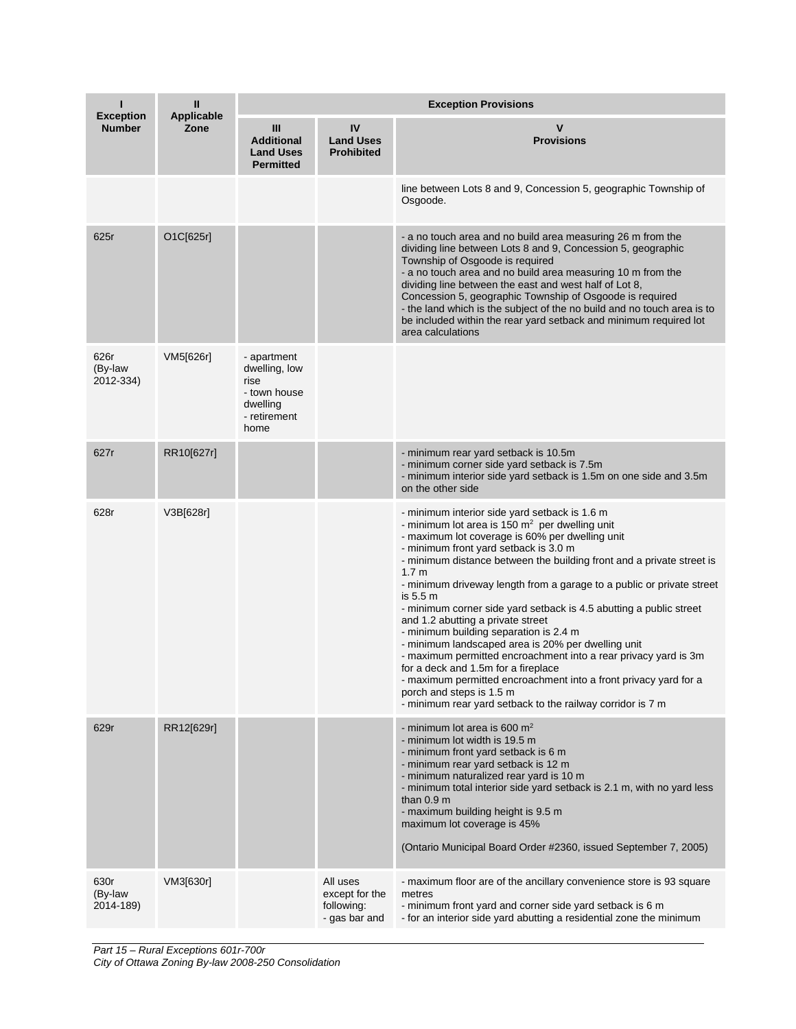| I<br>Exception Number | II<br>Applicable Zone | Exception Provisions | | |
|---|---|---|---|---|
| | | III<br>Additional Land Uses Permitted | IV<br>Land Uses Prohibited | V<br>Provisions |
| | | | | line between Lots 8 and 9, Concession 5, geographic Township of Osgoode. |
| 625r | O1C[625r] | | | - a no touch area and no build area measuring 26 m from the dividing line between Lots 8 and 9, Concession 5, geographic Township of Osgoode is required<br>- a no touch area and no build area measuring 10 m from the dividing line between the east and west half of Lot 8, Concession 5, geographic Township of Osgoode is required<br>- the land which is the subject of the no build and no touch area is to be included within the rear yard setback and minimum required lot area calculations |
| 626r (By-law 2012-334) | VM5[626r] | - apartment dwelling, low rise<br>- town house dwelling<br>- retirement home | | |
| 627r | RR10[627r] | | | - minimum rear yard setback is 10.5m<br>- minimum corner side yard setback is 7.5m<br>- minimum interior side yard setback is 1.5m on one side and 3.5m on the other side |
| 628r | V3B[628r] | | | - minimum interior side yard setback is 1.6 m<br>- minimum lot area is 150 m² per dwelling unit<br>- maximum lot coverage is 60% per dwelling unit<br>- minimum front yard setback is 3.0 m<br>- minimum distance between the building front and a private street is 1.7 m<br>- minimum driveway length from a garage to a public or private street is 5.5 m<br>- minimum corner side yard setback is 4.5 abutting a public street and 1.2 abutting a private street<br>- minimum building separation is 2.4 m<br>- minimum landscaped area is 20% per dwelling unit<br>- maximum permitted encroachment into a rear privacy yard is 3m for a deck and 1.5m for a fireplace<br>- maximum permitted encroachment into a front privacy yard for a porch and steps is 1.5 m<br>- minimum rear yard setback to the railway corridor is 7 m |
| 629r | RR12[629r] | | | - minimum lot area is 600 m²<br>- minimum lot width is 19.5 m<br>- minimum front yard setback is 6 m<br>- minimum rear yard setback is 12 m<br>- minimum naturalized rear yard is 10 m<br>- minimum total interior side yard setback is 2.1 m, with no yard less than 0.9 m<br>- maximum building height is 9.5 m<br>maximum lot coverage is 45%<br><br>(Ontario Municipal Board Order #2360, issued September 7, 2005) |
| 630r (By-law 2014-189) | VM3[630r] | | All uses except for the following:<br>- gas bar and | - maximum floor are of the ancillary convenience store is 93 square metres<br>- minimum front yard and corner side yard setback is 6 m<br>- for an interior side yard abutting a residential zone the minimum |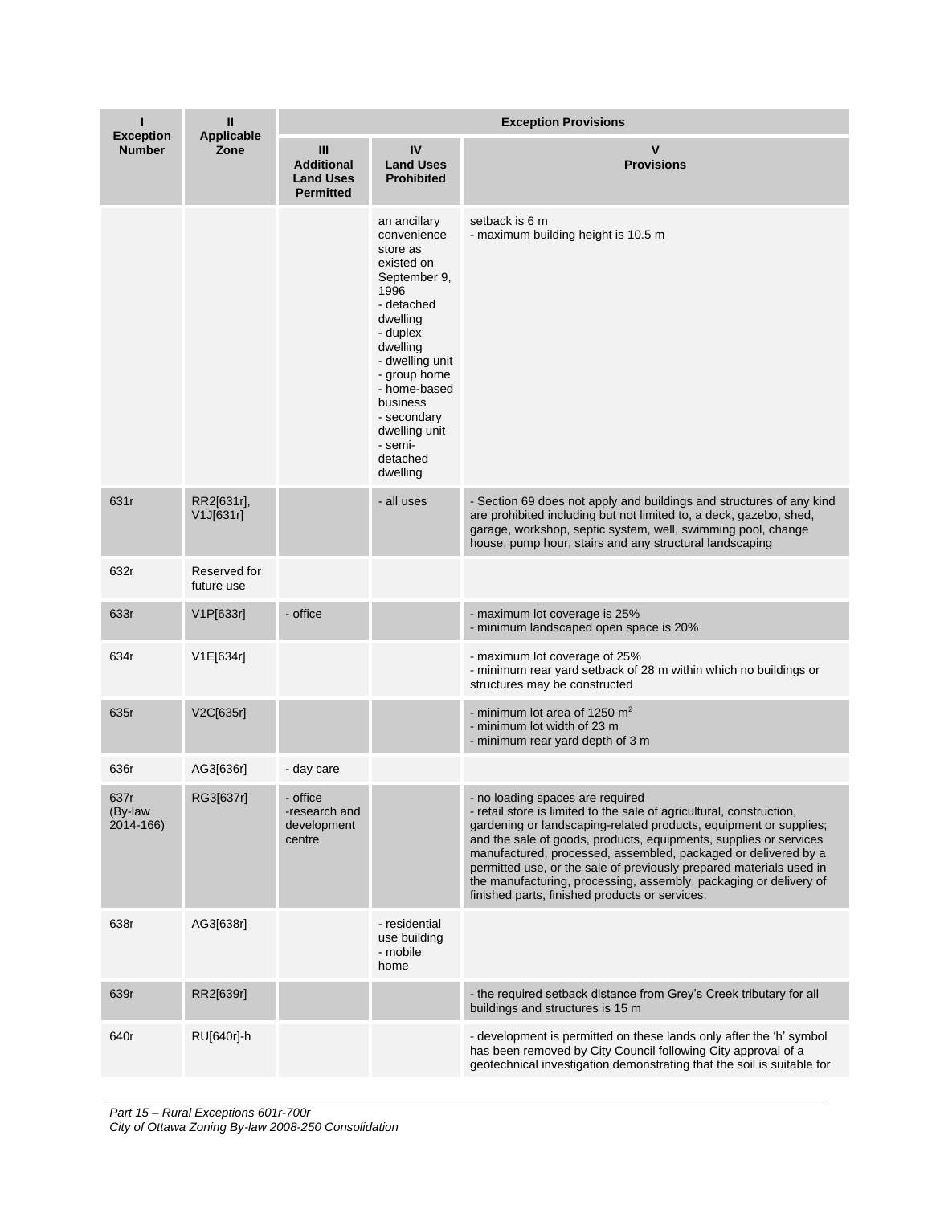| I<br>Exception Number | II<br>Applicable Zone | Exception Provisions | | |
|---|---|---|---|---|
| | | III<br>Additional Land Uses Permitted | IV<br>Land Uses Prohibited | V<br>Provisions |
| | | | an ancillary convenience store as existed on September 9, 1996<br>- detached dwelling<br>- duplex dwelling<br>- dwelling unit<br>- group home<br>- home-based business<br>- secondary dwelling unit<br>- semi-detached dwelling | setback is 6 m<br>- maximum building height is 10.5 m |
| 631r | RR2[631r], V1J[631r] | | - all uses | - Section 69 does not apply and buildings and structures of any kind are prohibited including but not limited to, a deck, gazebo, shed, garage, workshop, septic system, well, swimming pool, change house, pump hour, stairs and any structural landscaping |
| 632r | Reserved for future use | | | |
| 633r | V1P[633r] | - office | | - maximum lot coverage is 25%<br>- minimum landscaped open space is 20% |
| 634r | V1E[634r] | | | - maximum lot coverage of 25%<br>- minimum rear yard setback of 28 m within which no buildings or structures may be constructed |
| 635r | V2C[635r] | | | - minimum lot area of 1250 $m^2$<br>- minimum lot width of 23 m<br>- minimum rear yard depth of 3 m |
| 636r | AG3[636r] | - day care | | |
| 637r (By-law 2014-166) | RG3[637r] | - office<br>-research and development centre | | - no loading spaces are required<br>- retail store is limited to the sale of agricultural, construction, gardening or landscaping-related products, equipment or supplies; and the sale of goods, products, equipments, supplies or services manufactured, processed, assembled, packaged or delivered by a permitted use, or the sale of previously prepared materials used in the manufacturing, processing, assembly, packaging or delivery of finished parts, finished products or services. |
| 638r | AG3[638r] | | - residential use building<br>- mobile home | |
| 639r | RR2[639r] | | | - the required setback distance from Grey's Creek tributary for all buildings and structures is 15 m |
| 640r | RU[640r]-h | | | - development is permitted on these lands only after the 'h' symbol has been removed by City Council following City approval of a geotechnical investigation demonstrating that the soil is suitable for |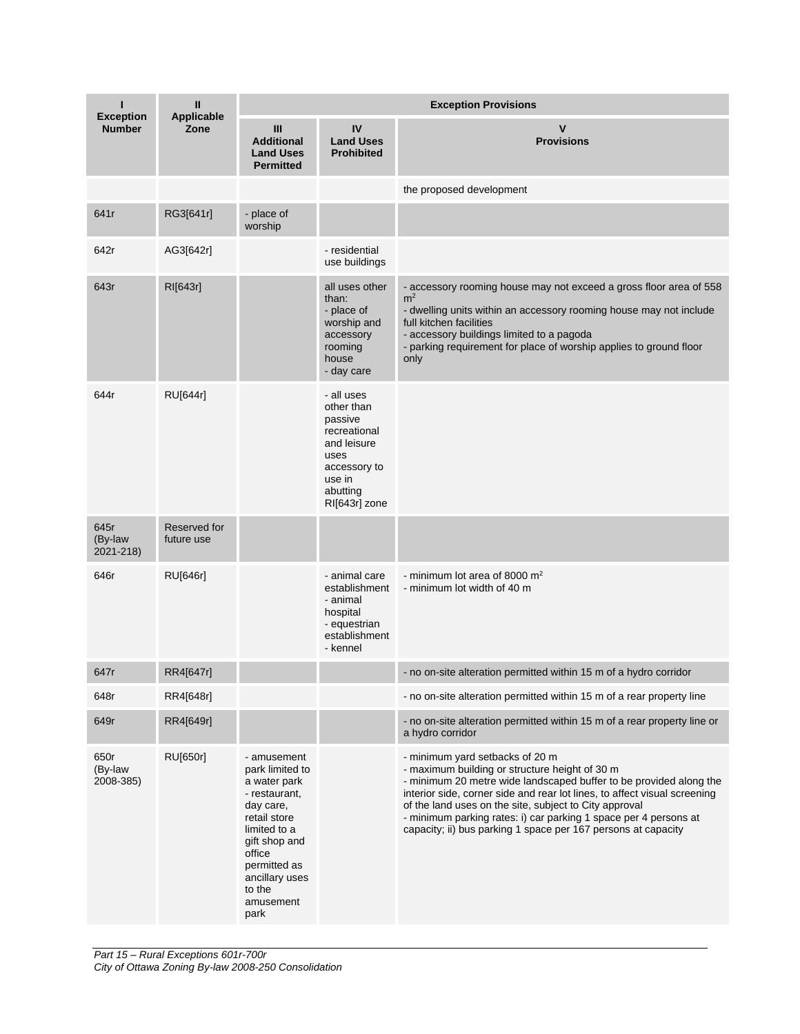| I Exception Number | II Applicable Zone | Exception Provisions | | |
|---|---|---|---|---|
| | | III Additional Land Uses Permitted | IV Land Uses Prohibited | V Provisions |
| | | | | the proposed development |
| 641r | RG3[641r] | - place of worship | | |
| 642r | AG3[642r] | | - residential use buildings | |
| 643r | RI[643r] | | all uses other than:<br>- place of worship and accessory rooming house<br>- day care | - accessory rooming house may not exceed a gross floor area of 558 m²<br>- dwelling units within an accessory rooming house may not include full kitchen facilities<br>- accessory buildings limited to a pagoda<br>- parking requirement for place of worship applies to ground floor only |
| 644r | RU[644r] | | - all uses other than passive recreational and leisure uses accessory to use in abutting RI[643r] zone | |
| 645r (By-law 2021-218) | Reserved for future use | | | |
| 646r | RU[646r] | | - animal care establishment<br>- animal hospital<br>- equestrian establishment<br>- kennel | - minimum lot area of 8000 m²<br>- minimum lot width of 40 m |
| 647r | RR4[647r] | | | - no on-site alteration permitted within 15 m of a hydro corridor |
| 648r | RR4[648r] | | | - no on-site alteration permitted within 15 m of a rear property line |
| 649r | RR4[649r] | | | - no on-site alteration permitted within 15 m of a rear property line or a hydro corridor |
| 650r (By-law 2008-385) | RU[650r] | - amusement park limited to a water park<br>- restaurant, day care, retail store limited to a gift shop and office permitted as ancillary uses to the amusement park | | - minimum yard setbacks of 20 m<br>- maximum building or structure height of 30 m<br>- minimum 20 metre wide landscaped buffer to be provided along the interior side, corner side and rear lot lines, to affect visual screening of the land uses on the site, subject to City approval<br>- minimum parking rates: i) car parking 1 space per 4 persons at capacity; ii) bus parking 1 space per 167 persons at capacity |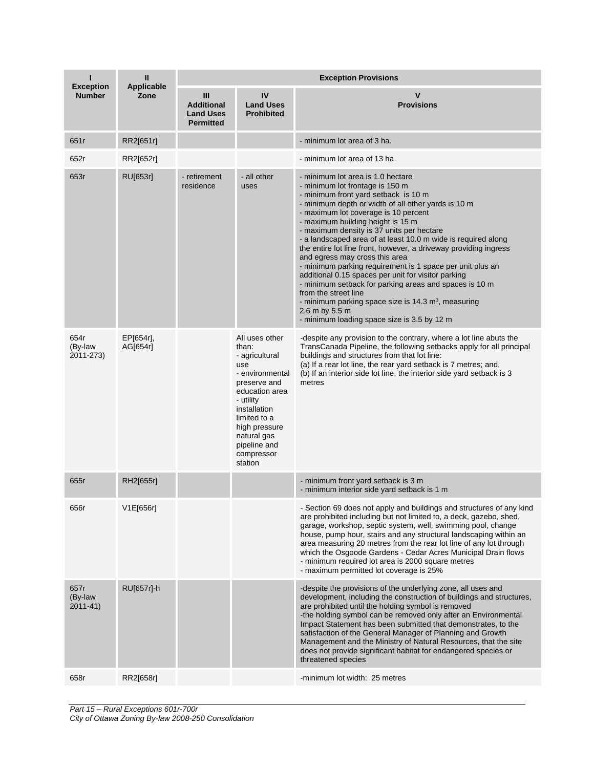| I<br>Exception Number | II<br>Applicable Zone | Exception Provisions | | |
|---|---|---|---|---|
| | | III<br>Additional Land Uses Permitted | IV<br>Land Uses Prohibited | V<br>Provisions |
| 651r | RR2[651r] | | | - minimum lot area of 3 ha. |
| 652r | RR2[652r] | | | - minimum lot area of 13 ha. |
| 653r | RU[653r] | - retirement residence | - all other uses | - minimum lot area is 1.0 hectare<br>- minimum lot frontage is 150 m<br>- minimum front yard setback is 10 m<br>- minimum depth or width of all other yards is 10 m<br>- maximum lot coverage is 10 percent<br>- maximum building height is 15 m<br>- maximum density is 37 units per hectare<br>- a landscaped area of at least 10.0 m wide is required along the entire lot line front, however, a driveway providing ingress and egress may cross this area<br>- minimum parking requirement is 1 space per unit plus an additional 0.15 spaces per unit for visitor parking<br>- minimum setback for parking areas and spaces is 10 m from the street line<br>- minimum parking space size is 14.3 $m^3$, measuring 2.6 m by 5.5 m<br>- minimum loading space size is 3.5 by 12 m |
| 654r (By-law 2011-273) | EP[654r], AG[654r] | | All uses other than:<br>- agricultural use<br>- environmental preserve and education area<br>- utility installation limited to a high pressure natural gas pipeline and compressor station | -despite any provision to the contrary, where a lot line abuts the TransCanada Pipeline, the following setbacks apply for all principal buildings and structures from that lot line:<br>(a) If a rear lot line, the rear yard setback is 7 metres; and,<br>(b) If an interior side lot line, the interior side yard setback is 3 metres |
| 655r | RH2[655r] | | | - minimum front yard setback is 3 m<br>- minimum interior side yard setback is 1 m |
| 656r | V1E[656r] | | | - Section 69 does not apply and buildings and structures of any kind are prohibited including but not limited to, a deck, gazebo, shed, garage, workshop, septic system, well, swimming pool, change house, pump hour, stairs and any structural landscaping within an area measuring 20 metres from the rear lot line of any lot through which the Osgoode Gardens - Cedar Acres Municipal Drain flows<br>- minimum required lot area is 2000 square metres<br>- maximum permitted lot coverage is 25% |
| 657r (By-law 2011-41) | RU[657r]-h | | | -despite the provisions of the underlying zone, all uses and development, including the construction of buildings and structures, are prohibited until the holding symbol is removed<br>-the holding symbol can be removed only after an Environmental Impact Statement has been submitted that demonstrates, to the satisfaction of the General Manager of Planning and Growth Management and the Ministry of Natural Resources, that the site does not provide significant habitat for endangered species or threatened species |
| 658r | RR2[658r] | | | -minimum lot width: 25 metres |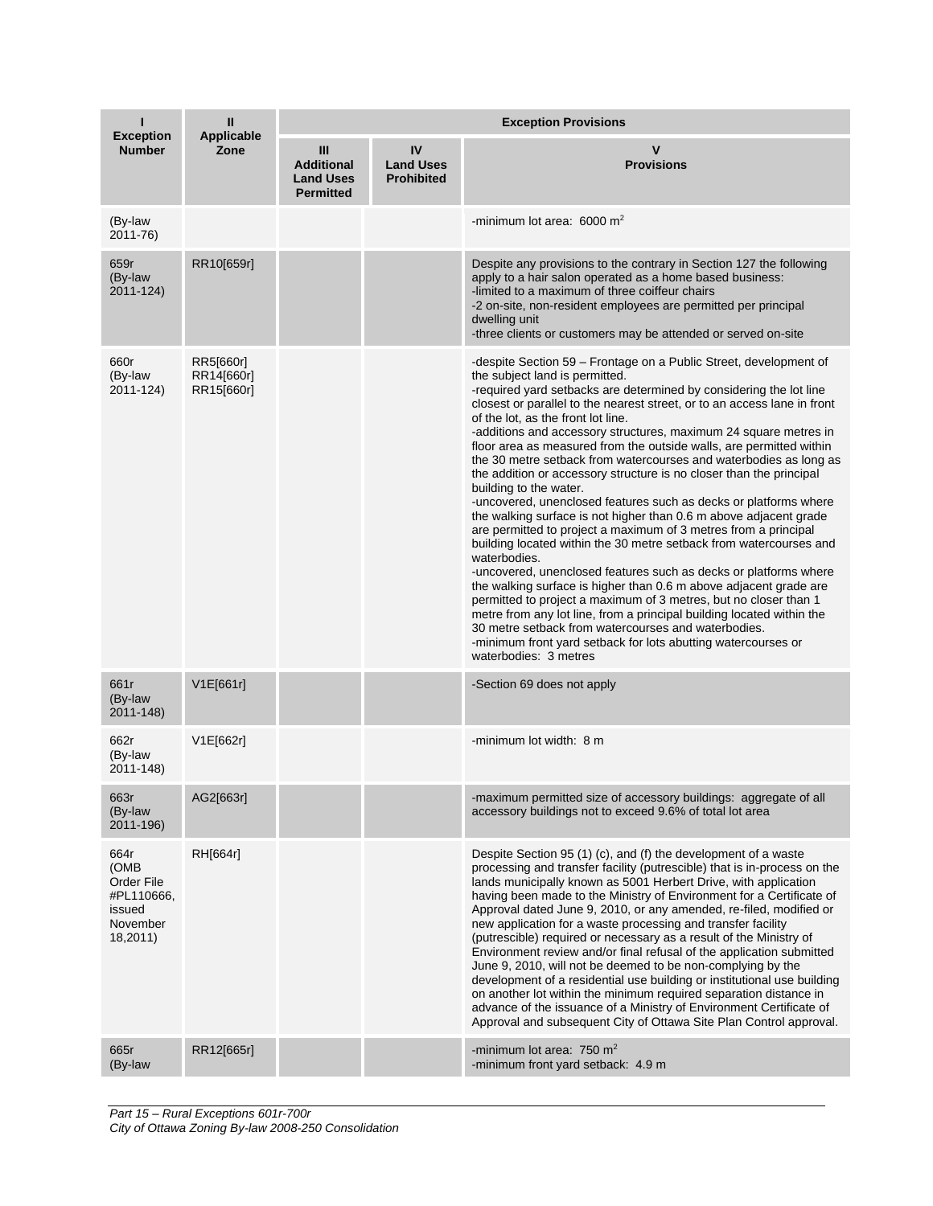| I<br>Exception Number | II<br>Applicable Zone | Exception Provisions | | |
|---|---|---|---|---|
| | | III<br>Additional Land Uses Permitted | IV<br>Land Uses Prohibited | V<br>Provisions |
| (By-law 2011-76) | | | | -minimum lot area: 6000 m$^2$ |
| 659r (By-law 2011-124) | RR10[659r] | | | Despite any provisions to the contrary in Section 127 the following apply to a hair salon operated as a home based business:<br>-limited to a maximum of three coiffeur chairs<br>-2 on-site, non-resident employees are permitted per principal dwelling unit<br>-three clients or customers may be attended or served on-site |
| 660r (By-law 2011-124) | RR5[660r]<br>RR14[660r]<br>RR15[660r] | | | -despite Section 59 – Frontage on a Public Street, development of the subject land is permitted.<br>-required yard setbacks are determined by considering the lot line closest or parallel to the nearest street, or to an access lane in front of the lot, as the front lot line.<br>-additions and accessory structures, maximum 24 square metres in floor area as measured from the outside walls, are permitted within the 30 metre setback from watercourses and waterbodies as long as the addition or accessory structure is no closer than the principal building to the water.<br>-uncovered, unenclosed features such as decks or platforms where the walking surface is not higher than 0.6 m above adjacent grade are permitted to project a maximum of 3 metres from a principal building located within the 30 metre setback from watercourses and waterbodies.<br>-uncovered, unenclosed features such as decks or platforms where the walking surface is higher than 0.6 m above adjacent grade are permitted to project a maximum of 3 metres, but no closer than 1 metre from any lot line, from a principal building located within the 30 metre setback from watercourses and waterbodies.<br>-minimum front yard setback for lots abutting watercourses or waterbodies: 3 metres |
| 661r (By-law 2011-148) | V1E[661r] | | | -Section 69 does not apply |
| 662r (By-law 2011-148) | V1E[662r] | | | -minimum lot width: 8 m |
| 663r (By-law 2011-196) | AG2[663r] | | | -maximum permitted size of accessory buildings: aggregate of all accessory buildings not to exceed 9.6% of total lot area |
| 664r (OMB Order File #PL110666, issued November 18,2011) | RH[664r] | | | Despite Section 95 (1) (c), and (f) the development of a waste processing and transfer facility (putrescible) that is in-process on the lands municipally known as 5001 Herbert Drive, with application having been made to the Ministry of Environment for a Certificate of Approval dated June 9, 2010, or any amended, re-filed, modified or new application for a waste processing and transfer facility (putrescible) required or necessary as a result of the Ministry of Environment review and/or final refusal of the application submitted June 9, 2010, will not be deemed to be non-complying by the development of a residential use building or institutional use building on another lot within the minimum required separation distance in advance of the issuance of a Ministry of Environment Certificate of Approval and subsequent City of Ottawa Site Plan Control approval. |
| 665r (By-law | RR12[665r] | | | -minimum lot area: 750 m$^2$<br>-minimum front yard setback: 4.9 m |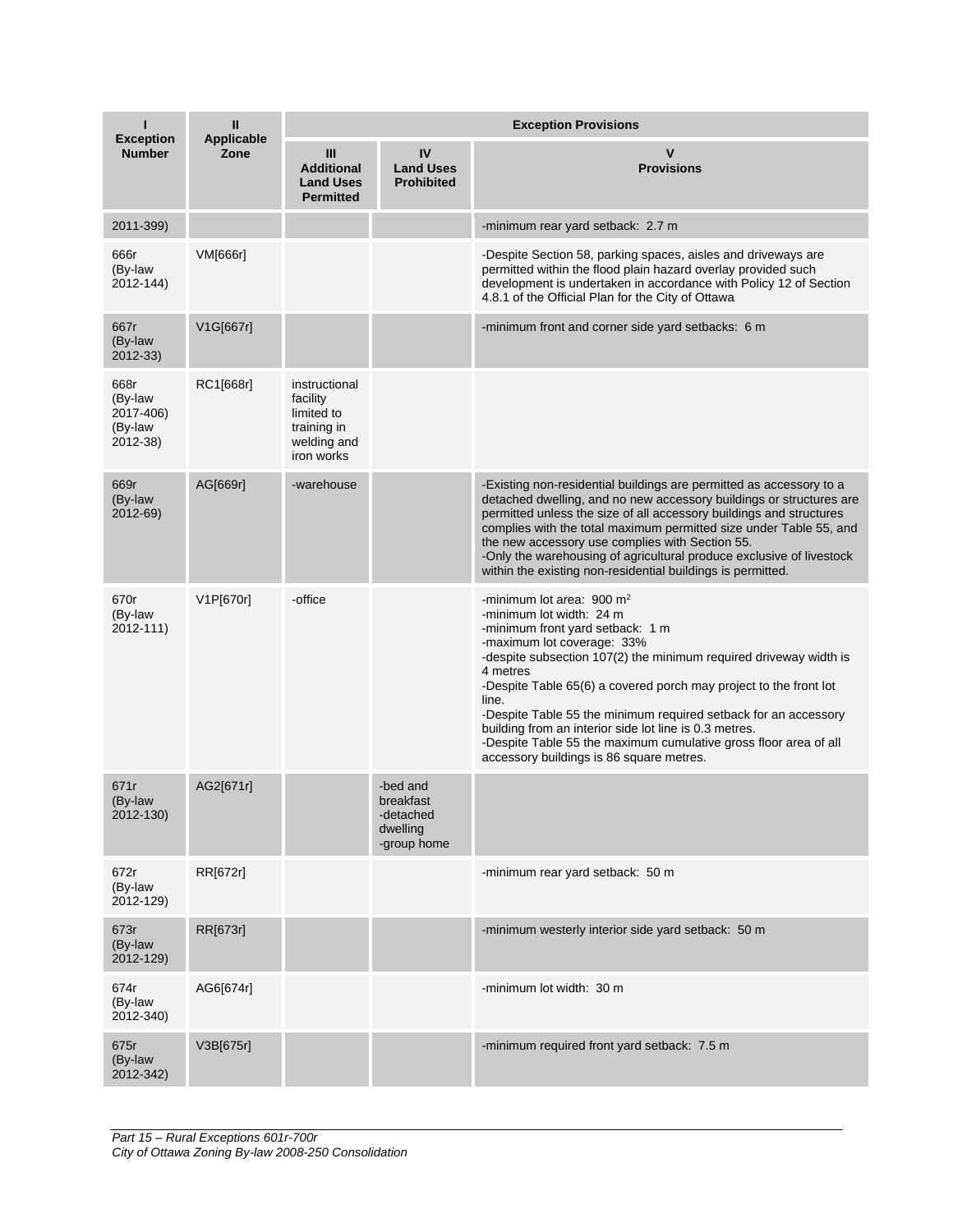| I<br>Exception Number | II<br>Applicable Zone | Exception Provisions | | |
|---|---|---|---|---|
| | | III<br>Additional Land Uses Permitted | IV<br>Land Uses Prohibited | V<br>Provisions |
| 2011-399) | | | | -minimum rear yard setback: 2.7 m |
| 666r (By-law 2012-144) | VM[666r] | | | -Despite Section 58, parking spaces, aisles and driveways are permitted within the flood plain hazard overlay provided such development is undertaken in accordance with Policy 12 of Section 4.8.1 of the Official Plan for the City of Ottawa |
| 667r (By-law 2012-33) | V1G[667r] | | | -minimum front and corner side yard setbacks: 6 m |
| 668r (By-law 2017-406) (By-law 2012-38) | RC1[668r] | instructional facility limited to training in welding and iron works | | |
| 669r (By-law 2012-69) | AG[669r] | -warehouse | | -Existing non-residential buildings are permitted as accessory to a detached dwelling, and no new accessory buildings or structures are permitted unless the size of all accessory buildings and structures complies with the total maximum permitted size under Table 55, and the new accessory use complies with Section 55.<br>-Only the warehousing of agricultural produce exclusive of livestock within the existing non-residential buildings is permitted. |
| 670r (By-law 2012-111) | V1P[670r] | -office | | -minimum lot area: 900 m²<br>-minimum lot width: 24 m<br>-minimum front yard setback: 1 m<br>-maximum lot coverage: 33%<br>-despite subsection 107(2) the minimum required driveway width is 4 metres<br>-Despite Table 65(6) a covered porch may project to the front lot line.<br>-Despite Table 55 the minimum required setback for an accessory building from an interior side lot line is 0.3 metres.<br>-Despite Table 55 the maximum cumulative gross floor area of all accessory buildings is 86 square metres. |
| 671r (By-law 2012-130) | AG2[671r] | | -bed and breakfast<br>-detached dwelling<br>-group home | |
| 672r (By-law 2012-129) | RR[672r] | | | -minimum rear yard setback: 50 m |
| 673r (By-law 2012-129) | RR[673r] | | | -minimum westerly interior side yard setback: 50 m |
| 674r (By-law 2012-340) | AG6[674r] | | | -minimum lot width: 30 m |
| 675r (By-law 2012-342) | V3B[675r] | | | -minimum required front yard setback: 7.5 m |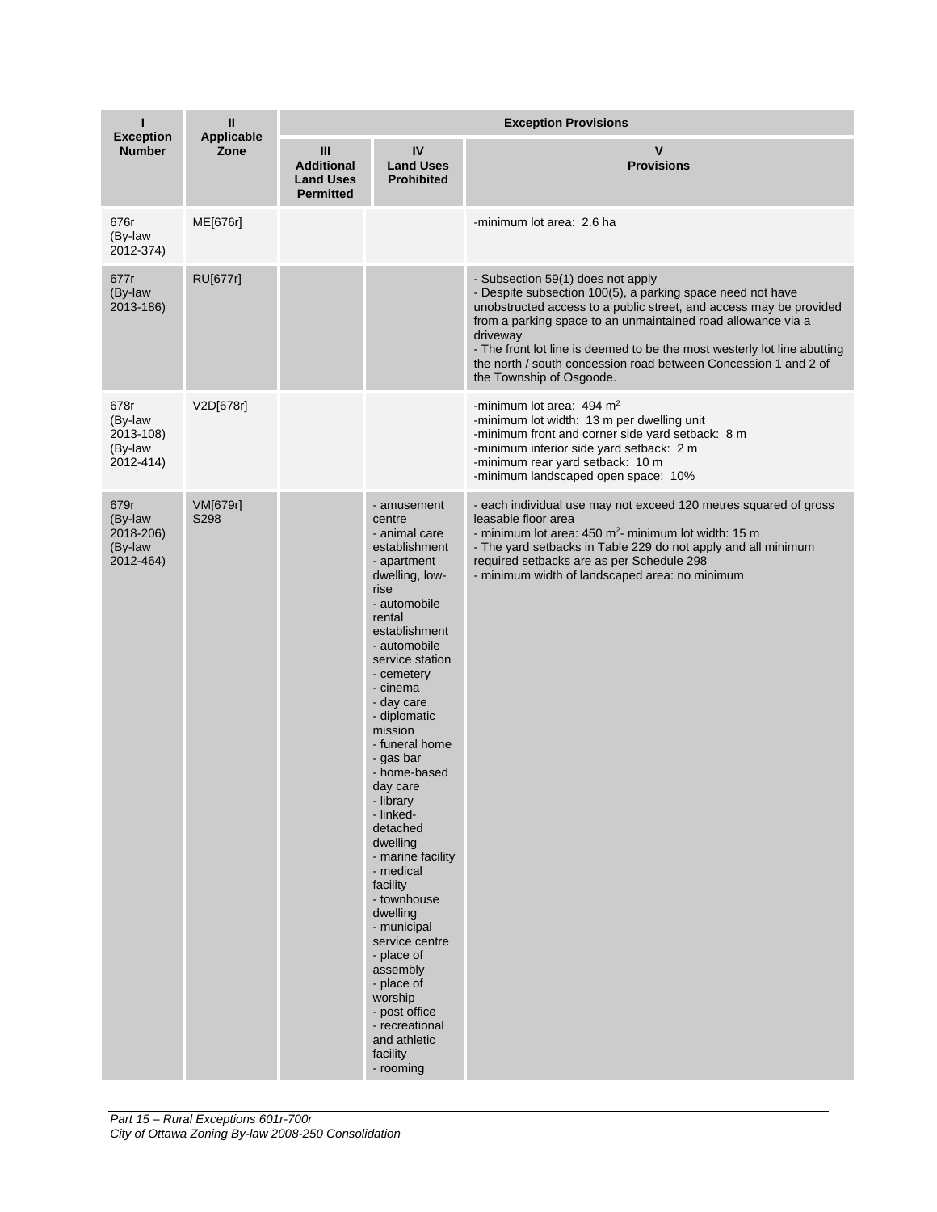| I<br>Exception Number | II<br>Applicable Zone | Exception Provisions | | |
|---|---|---|---|---|
| | | III<br>Additional Land Uses Permitted | IV<br>Land Uses Prohibited | V<br>Provisions |
| 676r<br>(By-law 2012-374) | ME[676r] | | | -minimum lot area: 2.6 ha |
| 677r<br>(By-law 2013-186) | RU[677r] | | | - Subsection 59(1) does not apply<br>- Despite subsection 100(5), a parking space need not have unobstructed access to a public street, and access may be provided from a parking space to an unmaintained road allowance via a driveway<br>- The front lot line is deemed to be the most westerly lot line abutting the north / south concession road between Concession 1 and 2 of the Township of Osgoode. |
| 678r<br>(By-law 2013-108)<br>(By-law 2012-414) | V2D[678r] | | | -minimum lot area: 494 m$^2$<br>-minimum lot width: 13 m per dwelling unit<br>-minimum front and corner side yard setback: 8 m<br>-minimum interior side yard setback: 2 m<br>-minimum rear yard setback: 10 m<br>-minimum landscaped open space: 10% |
| 679r<br>(By-law 2018-206)<br>(By-law 2012-464) | VM[679r] S298 | | - amusement centre<br>- animal care establishment<br>- apartment dwelling, low-rise<br>- automobile rental establishment<br>- automobile service station<br>- cemetery<br>- cinema<br>- day care<br>- diplomatic mission<br>- funeral home<br>- gas bar<br>- home-based day care<br>- library<br>- linked-detached dwelling<br>- marine facility<br>- medical facility<br>- townhouse dwelling<br>- municipal service centre<br>- place of assembly<br>- place of worship<br>- post office<br>- recreational and athletic facility<br>- rooming | - each individual use may not exceed 120 metres squared of gross leasable floor area<br>- minimum lot area: 450 m$^2$- minimum lot width: 15 m<br>- The yard setbacks in Table 229 do not apply and all minimum required setbacks are as per Schedule 298<br>- minimum width of landscaped area: no minimum |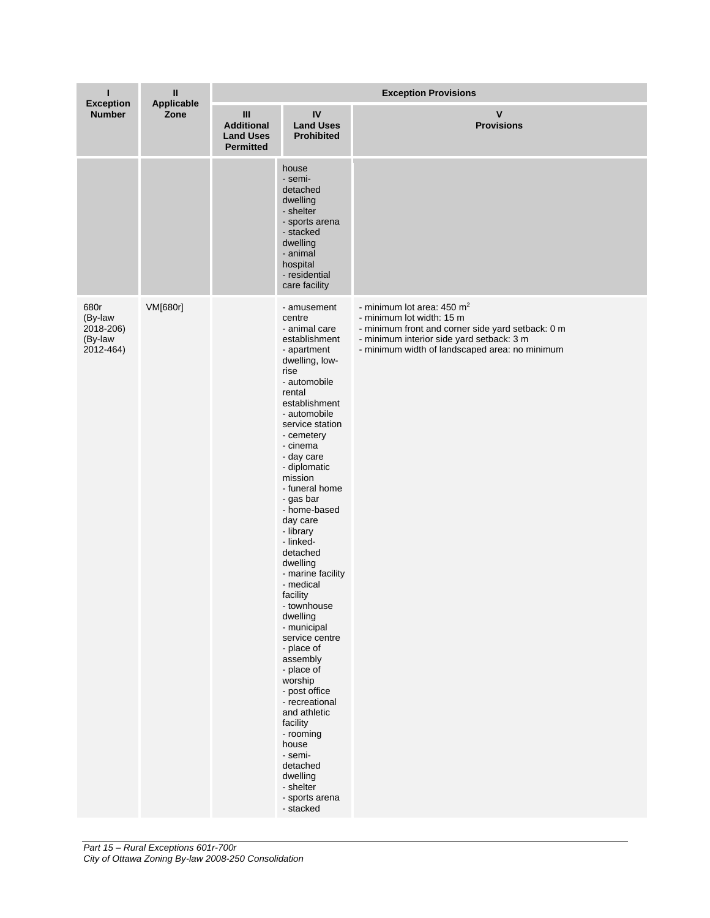| I<br>Exception Number | II<br>Applicable Zone | Exception Provisions | | |
|---|---|---|---|---|
| | | III<br>Additional Land Uses Permitted | IV<br>Land Uses Prohibited | V<br>Provisions |
| | | | house<br>- semi-detached dwelling<br>- shelter<br>- sports arena<br>- stacked dwelling<br>- animal hospital<br>- residential care facility | |
| 680r<br>(By-law 2018-206)<br>(By-law 2012-464) | VM[680r] | | - amusement centre<br>- animal care establishment<br>- apartment dwelling, low-rise<br>- automobile rental establishment<br>- automobile service station<br>- cemetery<br>- cinema<br>- day care<br>- diplomatic mission<br>- funeral home<br>- gas bar<br>- home-based day care<br>- library<br>- linked-detached dwelling<br>- marine facility<br>- medical facility<br>- townhouse dwelling<br>- municipal service centre<br>- place of assembly<br>- place of worship<br>- post office<br>- recreational and athletic facility<br>- rooming house<br>- semi-detached dwelling<br>- shelter<br>- sports arena<br>- stacked | - minimum lot area: 450 $m^2$<br>- minimum lot width: 15 m<br>- minimum front and corner side yard setback: 0 m<br>- minimum interior side yard setback: 3 m<br>- minimum width of landscaped area: no minimum |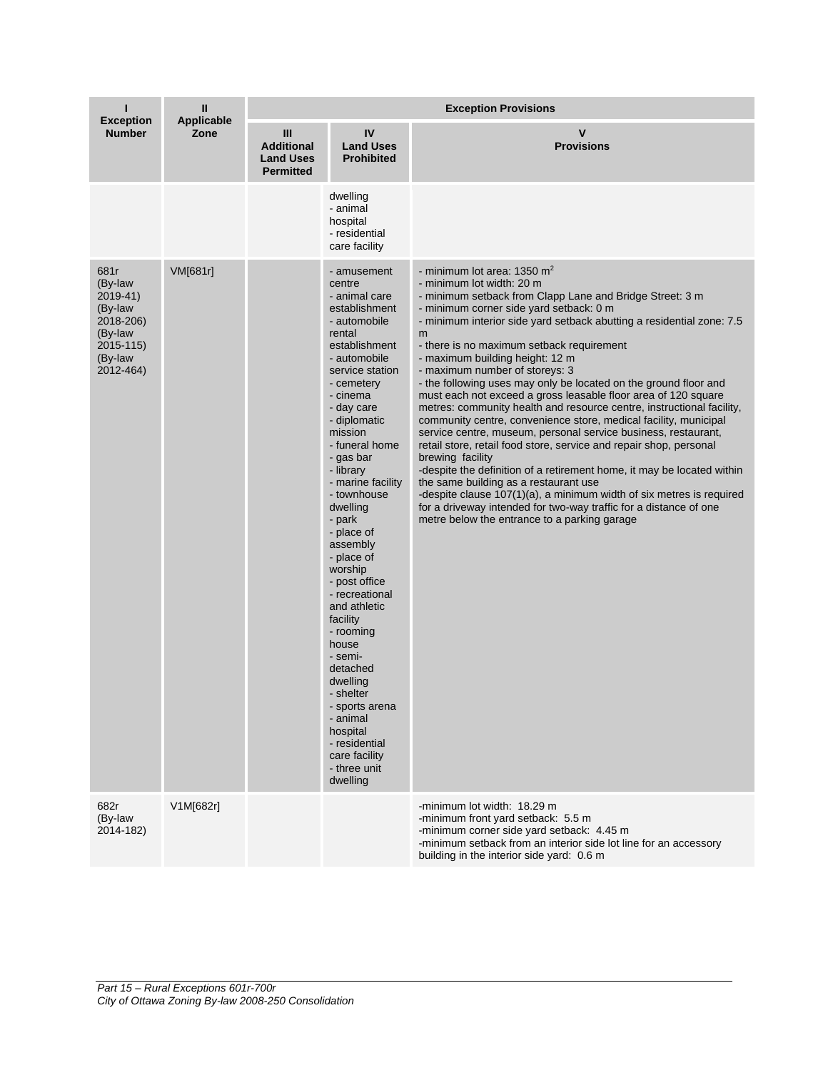| I<br>Exception Number | II<br>Applicable Zone | Exception Provisions | | |
|---|---|---|---|---|
| | | III<br>Additional Land Uses Permitted | IV<br>Land Uses Prohibited | V<br>Provisions |
| | | | dwelling<br>- animal hospital<br>- residential care facility | |
| 681r<br>(By-law 2019-41)<br>(By-law 2018-206)<br>(By-law 2015-115)<br>(By-law 2012-464) | VM[681r] | | - amusement centre<br>- animal care establishment<br>- automobile rental establishment<br>- automobile service station<br>- cemetery<br>- cinema<br>- day care<br>- diplomatic mission<br>- funeral home<br>- gas bar<br>- library<br>- marine facility<br>- townhouse dwelling<br>- park<br>- place of assembly<br>- place of worship<br>- post office<br>- recreational and athletic facility<br>- rooming house<br>- semi-detached dwelling<br>- shelter<br>- sports arena<br>- animal hospital<br>- residential care facility<br>- three unit dwelling | - minimum lot area: 1350 $m^2$<br>- minimum lot width: 20 m<br>- minimum setback from Clapp Lane and Bridge Street: 3 m<br>- minimum corner side yard setback: 0 m<br>- minimum interior side yard setback abutting a residential zone: 7.5 m<br>- there is no maximum setback requirement<br>- maximum building height: 12 m<br>- maximum number of storeys: 3<br>- the following uses may only be located on the ground floor and must each not exceed a gross leasable floor area of 120 square metres: community health and resource centre, instructional facility, community centre, convenience store, medical facility, municipal service centre, museum, personal service business, restaurant, retail store, retail food store, service and repair shop, personal brewing facility<br>-despite the definition of a retirement home, it may be located within the same building as a restaurant use<br>-despite clause 107(1)(a), a minimum width of six metres is required for a driveway intended for two-way traffic for a distance of one metre below the entrance to a parking garage |
| 682r<br>(By-law 2014-182) | V1M[682r] | | | -minimum lot width: 18.29 m<br>-minimum front yard setback: 5.5 m<br>-minimum corner side yard setback: 4.45 m<br>-minimum setback from an interior side lot line for an accessory building in the interior side yard: 0.6 m |